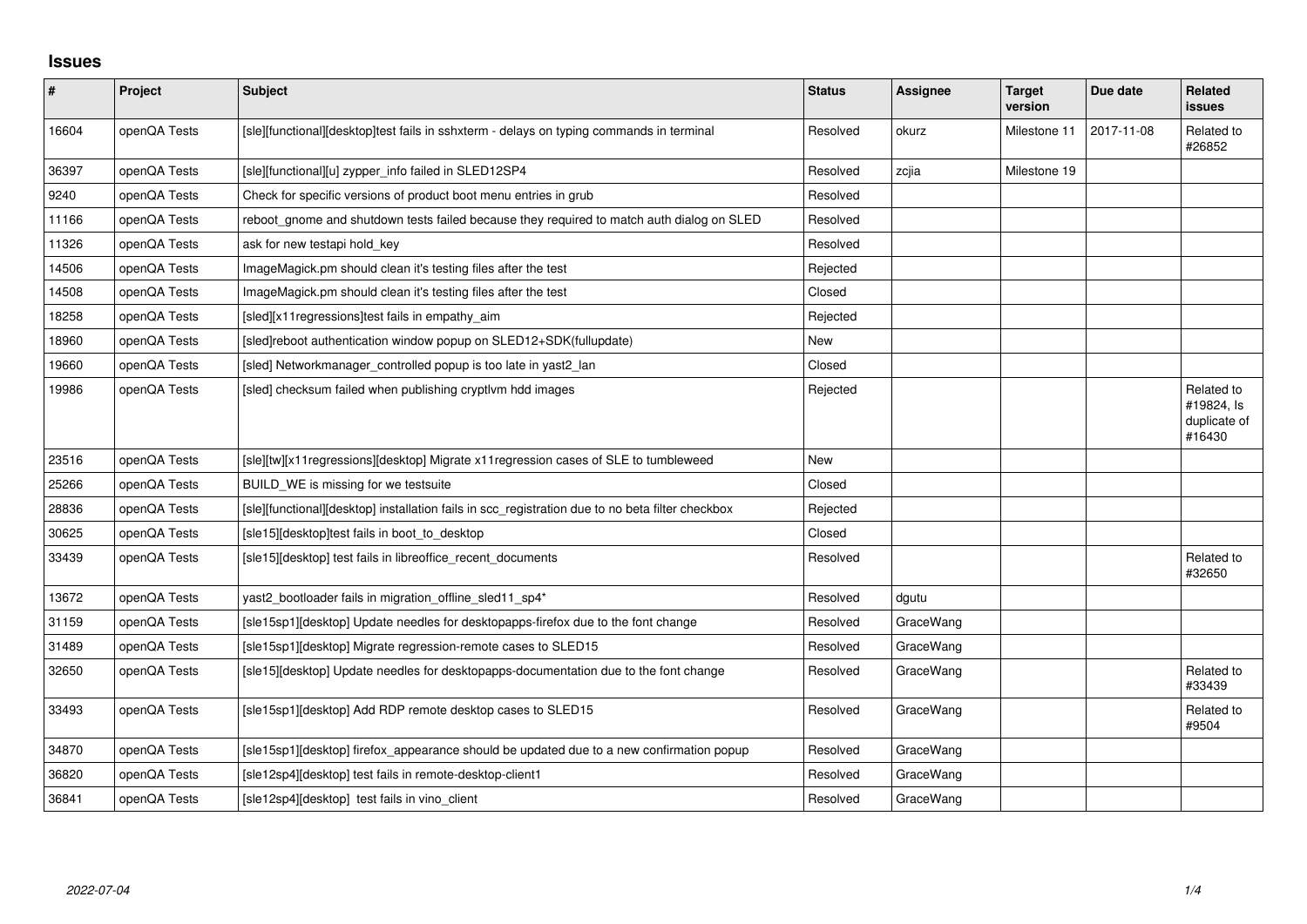# Issues

| # | Project | Subject | Status | Assignee | Target version | Due date | Related issues |
|---|---|---|---|---|---|---|---|
| 16604 | openQA Tests | [sle][functional][desktop]test fails in sshxterm - delays on typing commands in terminal | Resolved | okurz | Milestone 11 | 2017-11-08 | Related to #26852 |
| 36397 | openQA Tests | [sle][functional][u] zypper_info failed in SLED12SP4 | Resolved | zcjia | Milestone 19 | | |
| 9240 | openQA Tests | Check for specific versions of product boot menu entries in grub | Resolved | | | | |
| 11166 | openQA Tests | reboot_gnome and shutdown tests failed because they required to match auth dialog on SLED | Resolved | | | | |
| 11326 | openQA Tests | ask for new testapi hold_key | Resolved | | | | |
| 14506 | openQA Tests | ImageMagick.pm should clean it's testing files after the test | Rejected | | | | |
| 14508 | openQA Tests | ImageMagick.pm should clean it's testing files after the test | Closed | | | | |
| 18258 | openQA Tests | [sled][x11regressions]test fails in empathy_aim | Rejected | | | | |
| 18960 | openQA Tests | [sled]reboot authentication window popup on SLED12+SDK(fullupdate) | New | | | | |
| 19660 | openQA Tests | [sled] Networkmanager_controlled popup is too late in yast2_lan | Closed | | | | |
| 19986 | openQA Tests | [sled] checksum failed when publishing cryptlvm hdd images | Rejected | | | | Related to #19824, Is duplicate of #16430 |
| 23516 | openQA Tests | [sle][tw][x11regressions][desktop] Migrate x11regression cases of SLE to tumbleweed | New | | | | |
| 25266 | openQA Tests | BUILD_WE is missing for we testsuite | Closed | | | | |
| 28836 | openQA Tests | [sle][functional][desktop] installation fails in scc_registration due to no beta filter checkbox | Rejected | | | | |
| 30625 | openQA Tests | [sle15][desktop]test fails in boot_to_desktop | Closed | | | | |
| 33439 | openQA Tests | [sle15][desktop] test fails in libreoffice_recent_documents | Resolved | | | | Related to #32650 |
| 13672 | openQA Tests | yast2_bootloader fails in migration_offline_sled11_sp4* | Resolved | dgutu | | | |
| 31159 | openQA Tests | [sle15sp1][desktop] Update needles for desktopapps-firefox due to the font change | Resolved | GraceWang | | | |
| 31489 | openQA Tests | [sle15sp1][desktop] Migrate regression-remote cases to SLED15 | Resolved | GraceWang | | | |
| 32650 | openQA Tests | [sle15][desktop] Update needles for desktopapps-documentation due to the font change | Resolved | GraceWang | | | Related to #33439 |
| 33493 | openQA Tests | [sle15sp1][desktop] Add RDP remote desktop cases to SLED15 | Resolved | GraceWang | | | Related to #9504 |
| 34870 | openQA Tests | [sle15sp1][desktop] firefox_appearance should be updated due to a new confirmation popup | Resolved | GraceWang | | | |
| 36820 | openQA Tests | [sle12sp4][desktop] test fails in remote-desktop-client1 | Resolved | GraceWang | | | |
| 36841 | openQA Tests | [sle12sp4][desktop] test fails in vino_client | Resolved | GraceWang | | | |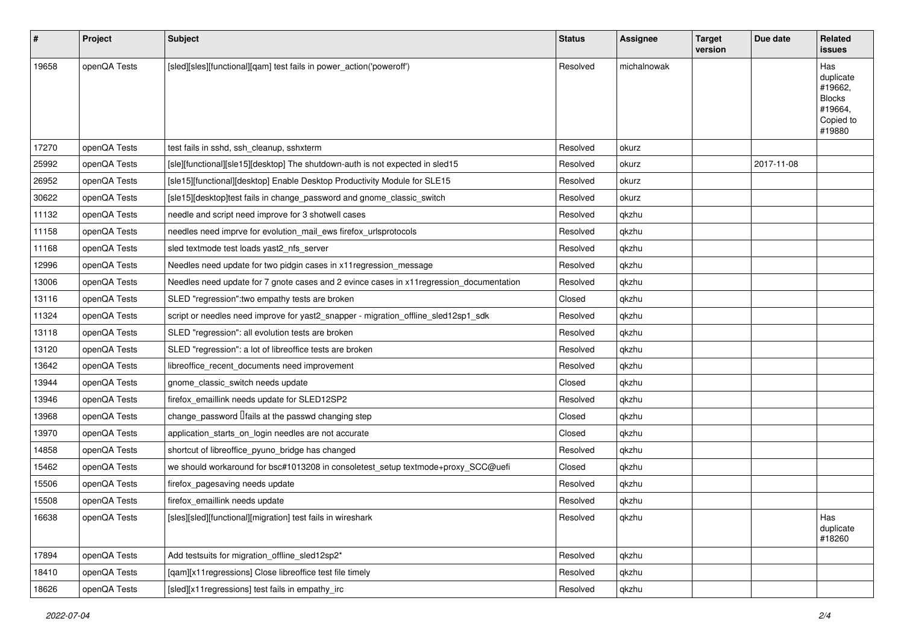| # | Project | Subject | Status | Assignee | Target version | Due date | Related issues |
|---|---|---|---|---|---|---|---|
| 19658 | openQA Tests | [sled][sles][functional][qam] test fails in power_action('poweroff') | Resolved | michalnowak | | | Has duplicate #19662, Blocks #19664, Copied to #19880 |
| 17270 | openQA Tests | test fails in sshd, ssh_cleanup, sshxterm | Resolved | okurz | | | |
| 25992 | openQA Tests | [sle][functional][sle15][desktop] The shutdown-auth is not expected in sled15 | Resolved | okurz | | 2017-11-08 | |
| 26952 | openQA Tests | [sle15][functional][desktop] Enable Desktop Productivity Module for SLE15 | Resolved | okurz | | | |
| 30622 | openQA Tests | [sle15][desktop]test fails in change_password and gnome_classic_switch | Resolved | okurz | | | |
| 11132 | openQA Tests | needle and script need improve for 3 shotwell cases | Resolved | qkzhu | | | |
| 11158 | openQA Tests | needles need imprve for evolution_mail_ews firefox_urlsprotocols | Resolved | qkzhu | | | |
| 11168 | openQA Tests | sled textmode test loads yast2_nfs_server | Resolved | qkzhu | | | |
| 12996 | openQA Tests | Needles need update for two pidgin cases in x11regression_message | Resolved | qkzhu | | | |
| 13006 | openQA Tests | Needles need update for 7 gnote cases and 2 evince cases in x11regression_documentation | Resolved | qkzhu | | | |
| 13116 | openQA Tests | SLED "regression":two empathy tests are broken | Closed | qkzhu | | | |
| 11324 | openQA Tests | script or needles need improve for yast2_snapper - migration_offline_sled12sp1_sdk | Resolved | qkzhu | | | |
| 13118 | openQA Tests | SLED "regression": all evolution tests are broken | Resolved | qkzhu | | | |
| 13120 | openQA Tests | SLED "regression": a lot of libreoffice tests are broken | Resolved | qkzhu | | | |
| 13642 | openQA Tests | libreoffice_recent_documents need improvement | Resolved | qkzhu | | | |
| 13944 | openQA Tests | gnome_classic_switch needs update | Closed | qkzhu | | | |
| 13946 | openQA Tests | firefox_emaillink needs update for SLED12SP2 | Resolved | qkzhu | | | |
| 13968 | openQA Tests | change_password  fails at the passwd changing step | Closed | qkzhu | | | |
| 13970 | openQA Tests | application_starts_on_login needles are not accurate | Closed | qkzhu | | | |
| 14858 | openQA Tests | shortcut of libreoffice_pyuno_bridge has changed | Resolved | qkzhu | | | |
| 15462 | openQA Tests | we should workaround for bsc#1013208 in consoletest_setup textmode+proxy_SCC@uefi | Closed | qkzhu | | | |
| 15506 | openQA Tests | firefox_pagesaving needs update | Resolved | qkzhu | | | |
| 15508 | openQA Tests | firefox_emaillink needs update | Resolved | qkzhu | | | |
| 16638 | openQA Tests | [sles][sled][functional][migration] test fails in wireshark | Resolved | qkzhu | | | Has duplicate #18260 |
| 17894 | openQA Tests | Add testsuits for migration_offline_sled12sp2* | Resolved | qkzhu | | | |
| 18410 | openQA Tests | [qam][x11regressions] Close libreoffice test file timely | Resolved | qkzhu | | | |
| 18626 | openQA Tests | [sled][x11regressions] test fails in empathy_irc | Resolved | qkzhu | | | |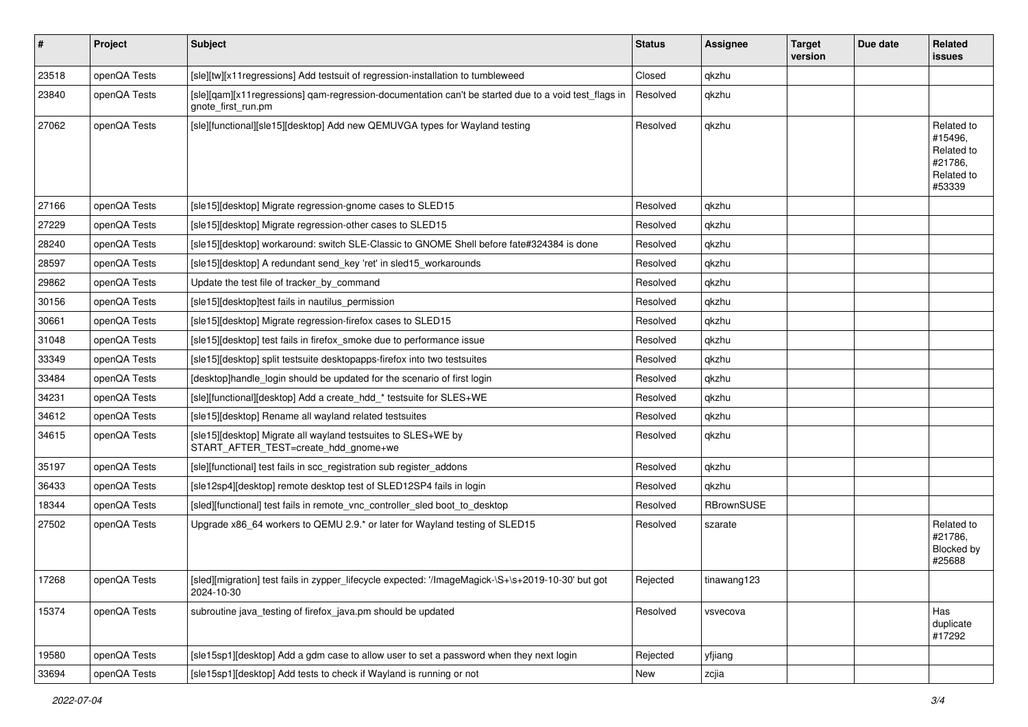| # | Project | Subject | Status | Assignee | Target version | Due date | Related issues |
|---|---|---|---|---|---|---|---|
| 23518 | openQA Tests | [sle][tw][x11regressions] Add testsuit of regression-installation to tumbleweed | Closed | qkzhu | | | |
| 23840 | openQA Tests | [sle][qam][x11regressions] qam-regression-documentation can't be started due to a void test_flags in gnote_first_run.pm | Resolved | qkzhu | | | |
| 27062 | openQA Tests | [sle][functional][sle15][desktop] Add new QEMUVGA types for Wayland testing | Resolved | qkzhu | | | Related to #15496, Related to #21786, Related to #53339 |
| 27166 | openQA Tests | [sle15][desktop] Migrate regression-gnome cases to SLED15 | Resolved | qkzhu | | | |
| 27229 | openQA Tests | [sle15][desktop] Migrate regression-other cases to SLED15 | Resolved | qkzhu | | | |
| 28240 | openQA Tests | [sle15][desktop] workaround: switch SLE-Classic to GNOME Shell before fate#324384 is done | Resolved | qkzhu | | | |
| 28597 | openQA Tests | [sle15][desktop] A redundant send_key 'ret' in sled15_workarounds | Resolved | qkzhu | | | |
| 29862 | openQA Tests | Update the test file of tracker_by_command | Resolved | qkzhu | | | |
| 30156 | openQA Tests | [sle15][desktop]test fails in nautilus_permission | Resolved | qkzhu | | | |
| 30661 | openQA Tests | [sle15][desktop] Migrate regression-firefox cases to SLED15 | Resolved | qkzhu | | | |
| 31048 | openQA Tests | [sle15][desktop] test fails in firefox_smoke due to performance issue | Resolved | qkzhu | | | |
| 33349 | openQA Tests | [sle15][desktop] split testsuite desktopapps-firefox into two testsuites | Resolved | qkzhu | | | |
| 33484 | openQA Tests | [desktop]handle_login should be updated for the scenario of first login | Resolved | qkzhu | | | |
| 34231 | openQA Tests | [sle][functional][desktop] Add a create_hdd_* testsuite for SLES+WE | Resolved | qkzhu | | | |
| 34612 | openQA Tests | [sle15][desktop] Rename all wayland related testsuites | Resolved | qkzhu | | | |
| 34615 | openQA Tests | [sle15][desktop] Migrate all wayland testsuites to SLES+WE by START_AFTER_TEST=create_hdd_gnome+we | Resolved | qkzhu | | | |
| 35197 | openQA Tests | [sle][functional] test fails in scc_registration sub register_addons | Resolved | qkzhu | | | |
| 36433 | openQA Tests | [sle12sp4][desktop] remote desktop test of SLED12SP4 fails in login | Resolved | qkzhu | | | |
| 18344 | openQA Tests | [sled][functional] test fails in remote_vnc_controller_sled boot_to_desktop | Resolved | RBrownSUSE | | | |
| 27502 | openQA Tests | Upgrade x86_64 workers to QEMU 2.9.* or later for Wayland testing of SLED15 | Resolved | szarate | | | Related to #21786, Blocked by #25688 |
| 17268 | openQA Tests | [sled][migration] test fails in zypper_lifecycle expected: '/ImageMagick-\S+\s+2019-10-30' but got 2024-10-30 | Rejected | tinawang123 | | | |
| 15374 | openQA Tests | subroutine java_testing of firefox_java.pm should be updated | Resolved | vsvecova | | | Has duplicate #17292 |
| 19580 | openQA Tests | [sle15sp1][desktop] Add a gdm case to allow user to set a password when they next login | Rejected | yfjiang | | | |
| 33694 | openQA Tests | [sle15sp1][desktop] Add tests to check if Wayland is running or not | New | zcjia | | | |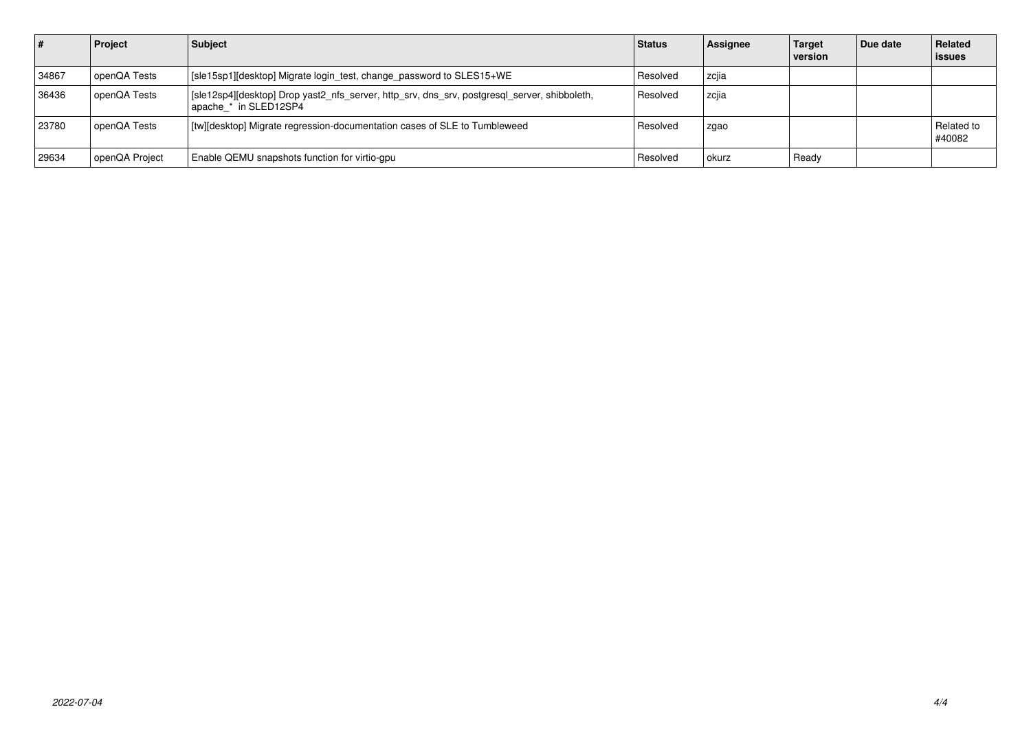| # | Project | Subject | Status | Assignee | Target version | Due date | Related issues |
|---|---|---|---|---|---|---|---|
| 34867 | openQA Tests | [sle15sp1][desktop] Migrate login_test, change_password to SLES15+WE | Resolved | zcjia | | | |
| 36436 | openQA Tests | [sle12sp4][desktop] Drop yast2_nfs_server, http_srv, dns_srv, postgresql_server, shibboleth, apache_* in SLED12SP4 | Resolved | zcjia | | | |
| 23780 | openQA Tests | [tw][desktop] Migrate regression-documentation cases of SLE to Tumbleweed | Resolved | zgao | | | Related to #40082 |
| 29634 | openQA Project | Enable QEMU snapshots function for virtio-gpu | Resolved | okurz | Ready | | |

*2022-07-04*